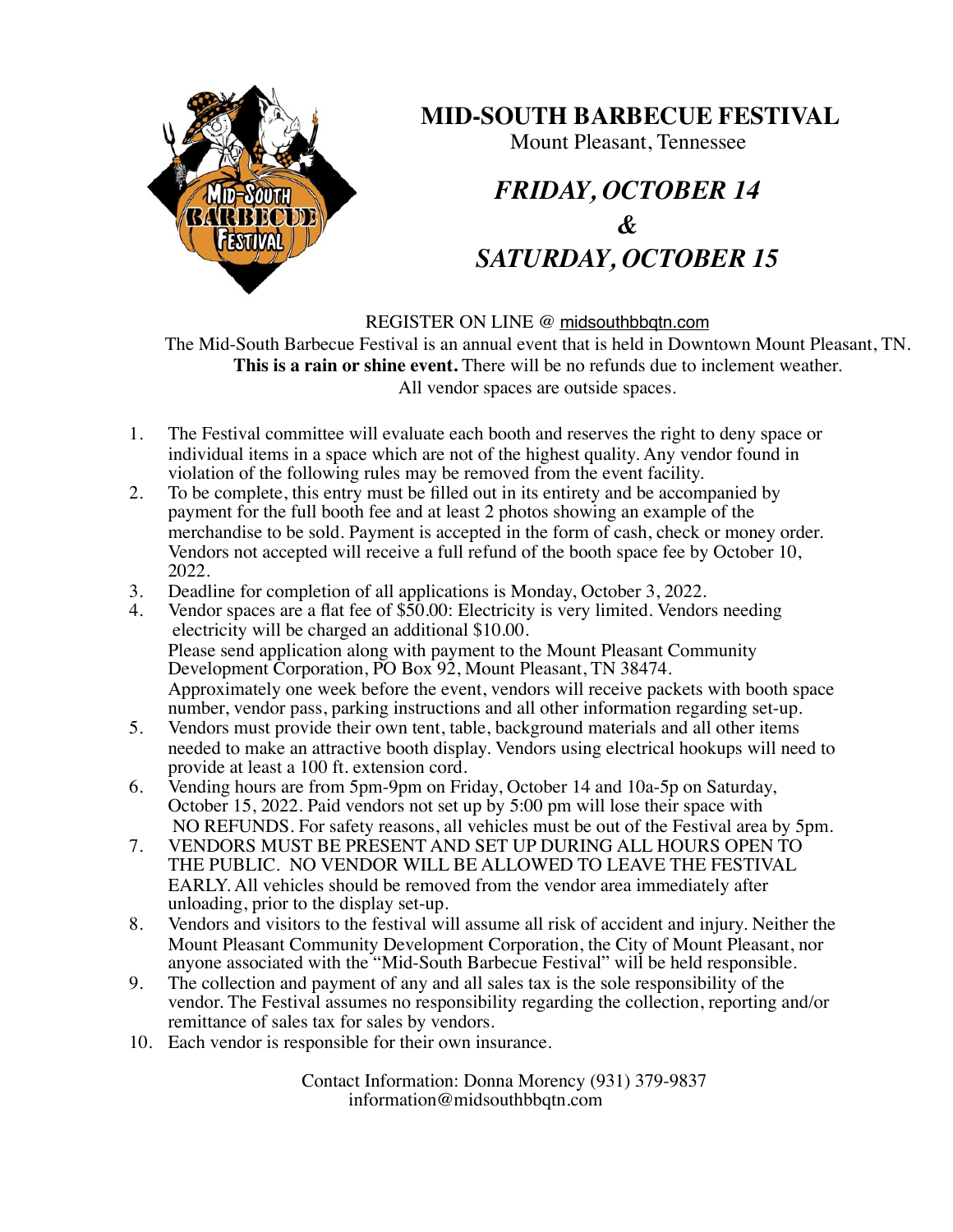# MID-SOUTH BARBECUE FESTIVAL

Mount Pleasant, Tennessee

## *FRIDAY, OCTOBER 14*
## *&*
## *SATURDAY, OCTOBER 15*

REGISTER ON LINE @ midsouthbbqtn.com

The Mid-South Barbecue Festival is an annual event that is held in Downtown Mount Pleasant, TN. **This is a rain or shine event.** There will be no refunds due to inclement weather. All vendor spaces are outside spaces.

1. The Festival committee will evaluate each booth and reserves the right to deny space or individual items in a space which are not of the highest quality. Any vendor found in violation of the following rules may be removed from the event facility.
2. To be complete, this entry must be filled out in its entirety and be accompanied by payment for the full booth fee and at least 2 photos showing an example of the merchandise to be sold. Payment is accepted in the form of cash, check or money order. Vendors not accepted will receive a full refund of the booth space fee by October 10, 2022.
3. Deadline for completion of all applications is Monday, October 3, 2022.
4. Vendor spaces are a flat fee of $50.00: Electricity is very limited. Vendors needing electricity will be charged an additional $10.00.
   Please send application along with payment to the Mount Pleasant Community Development Corporation, PO Box 92, Mount Pleasant, TN 38474.
   Approximately one week before the event, vendors will receive packets with booth space number, vendor pass, parking instructions and all other information regarding set-up.
5. Vendors must provide their own tent, table, background materials and all other items needed to make an attractive booth display. Vendors using electrical hookups will need to provide at least a 100 ft. extension cord.
6. Vending hours are from 5pm-9pm on Friday, October 14 and 10a-5p on Saturday, October 15, 2022. Paid vendors not set up by 5:00 pm will lose their space with NO REFUNDS. For safety reasons, all vehicles must be out of the Festival area by 5pm.
7. VENDORS MUST BE PRESENT AND SET UP DURING ALL HOURS OPEN TO THE PUBLIC. NO VENDOR WILL BE ALLOWED TO LEAVE THE FESTIVAL EARLY. All vehicles should be removed from the vendor area immediately after unloading, prior to the display set-up.
8. Vendors and visitors to the festival will assume all risk of accident and injury. Neither the Mount Pleasant Community Development Corporation, the City of Mount Pleasant, nor anyone associated with the "Mid-South Barbecue Festival" will be held responsible.
9. The collection and payment of any and all sales tax is the sole responsibility of the vendor. The Festival assumes no responsibility regarding the collection, reporting and/or remittance of sales tax for sales by vendors.
10. Each vendor is responsible for their own insurance.

Contact Information: Donna Morency (931) 379-9837
information@midsouthbbqtn.com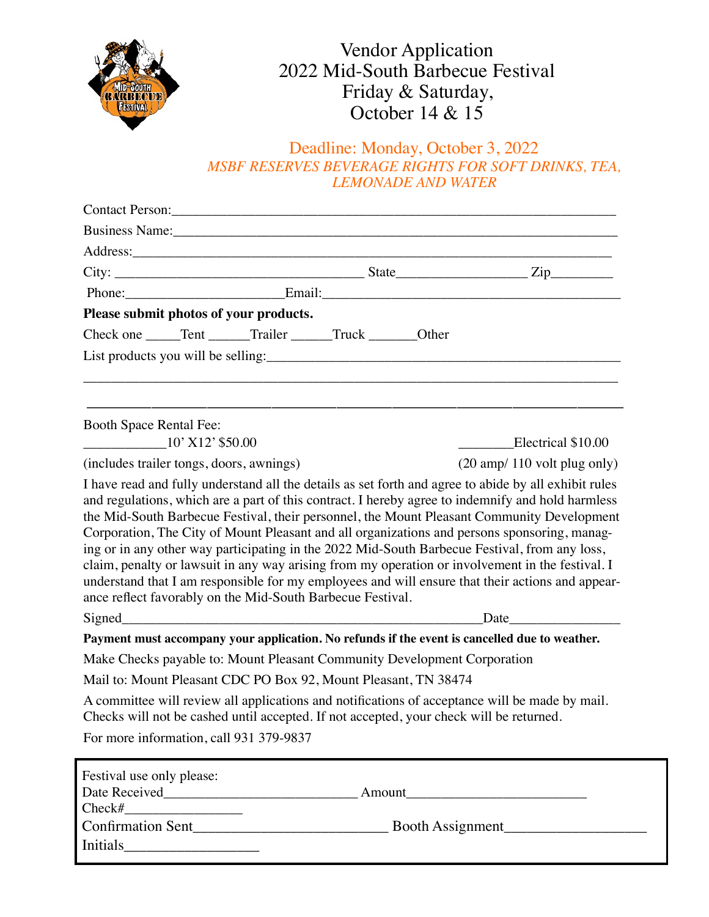# Vendor Application
# 2022 Mid-South Barbecue Festival
# Friday & Saturday, October 14 & 15

**Deadline: Monday, October 3, 2022**

*MSBF RESERVES BEVERAGE RIGHTS FOR SOFT DRINKS, TEA, LEMONADE AND WATER*

Contact Person:___________________________________________________________

Business Name:___________________________________________________________

Address:_________________________________________________________________

City: _________________________________ State_________________ Zip________

Phone:______________________ Email:_________________________________________

**Please submit photos of your products.**

Check one _____Tent ______Trailer ______Truck _______Other

List products you will be selling:_______________________________________________

_______________________________________________________________________________

_______________________________________________________________________________

Booth Space Rental Fee:

___________10' X12' $50.00 (includes trailer tongs, doors, awnings)

________Electrical $10.00 (20 amp/ 110 volt plug only)

I have read and fully understand all the details as set forth and agree to abide by all exhibit rules and regulations, which are a part of this contract. I hereby agree to indemnify and hold harmless the Mid-South Barbecue Festival, their personnel, the Mount Pleasant Community Development Corporation, The City of Mount Pleasant and all organizations and persons sponsoring, managing or in any other way participating in the 2022 Mid-South Barbecue Festival, from any loss, claim, penalty or lawsuit in any way arising from my operation or involvement in the festival. I understand that I am responsible for my employees and will ensure that their actions and appearance reflect favorably on the Mid-South Barbecue Festival.

Signed__________________________________________________Date_______________

**Payment must accompany your application. No refunds if the event is cancelled due to weather.**

Make Checks payable to: Mount Pleasant Community Development Corporation

Mail to: Mount Pleasant CDC PO Box 92, Mount Pleasant, TN 38474

A committee will review all applications and notifications of acceptance will be made by mail. Checks will not be cashed until accepted. If not accepted, your check will be returned.

For more information, call 931 379-9837

---

Festival use only please:

Date Received___________________________ Amount_________________________

Check#________________

Confirmation Sent__________________________ Booth Assignment___________________

Initials__________________